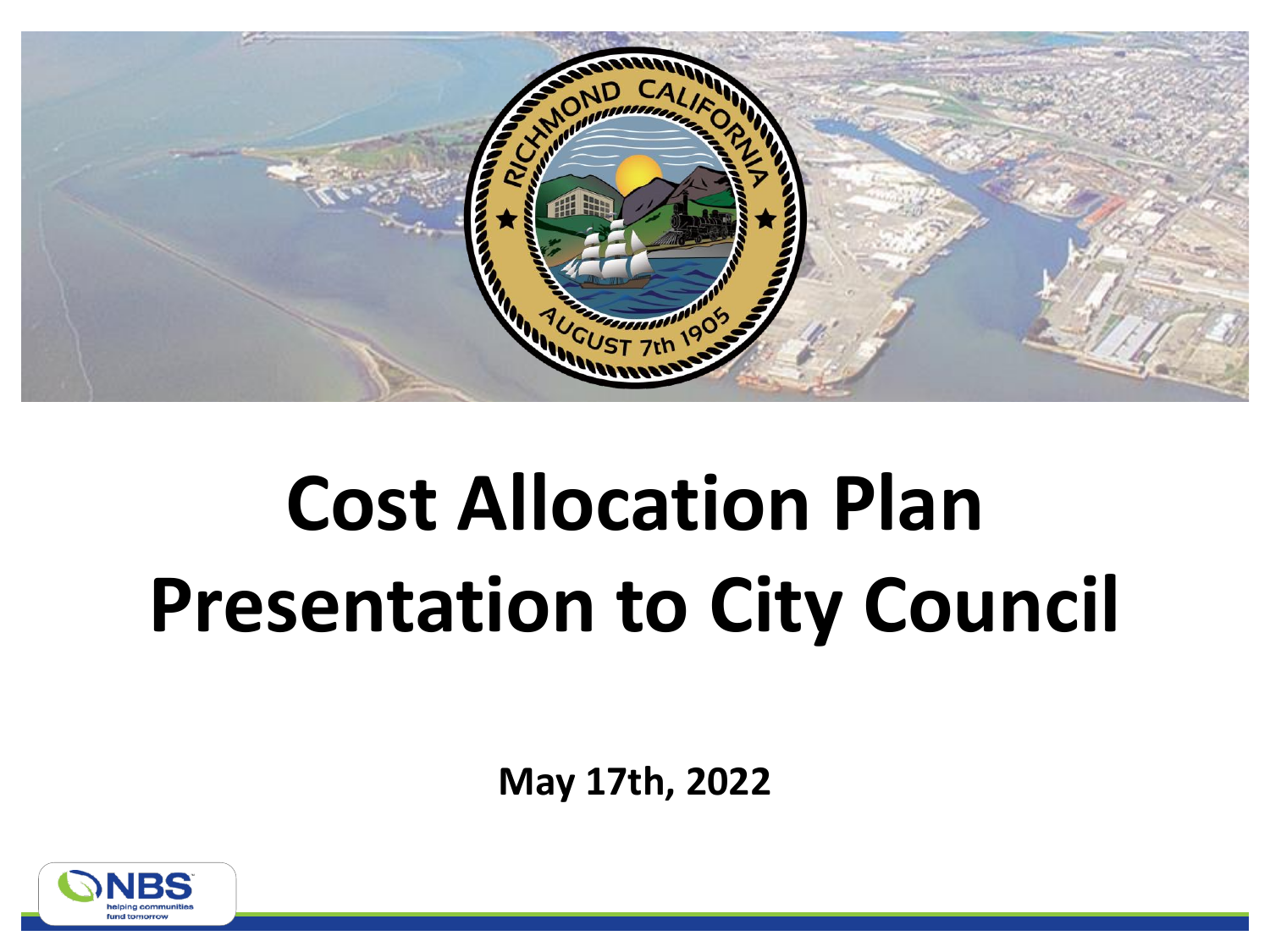# Cost Allocation Plan Presentation to City Council

**May 17th, 2022**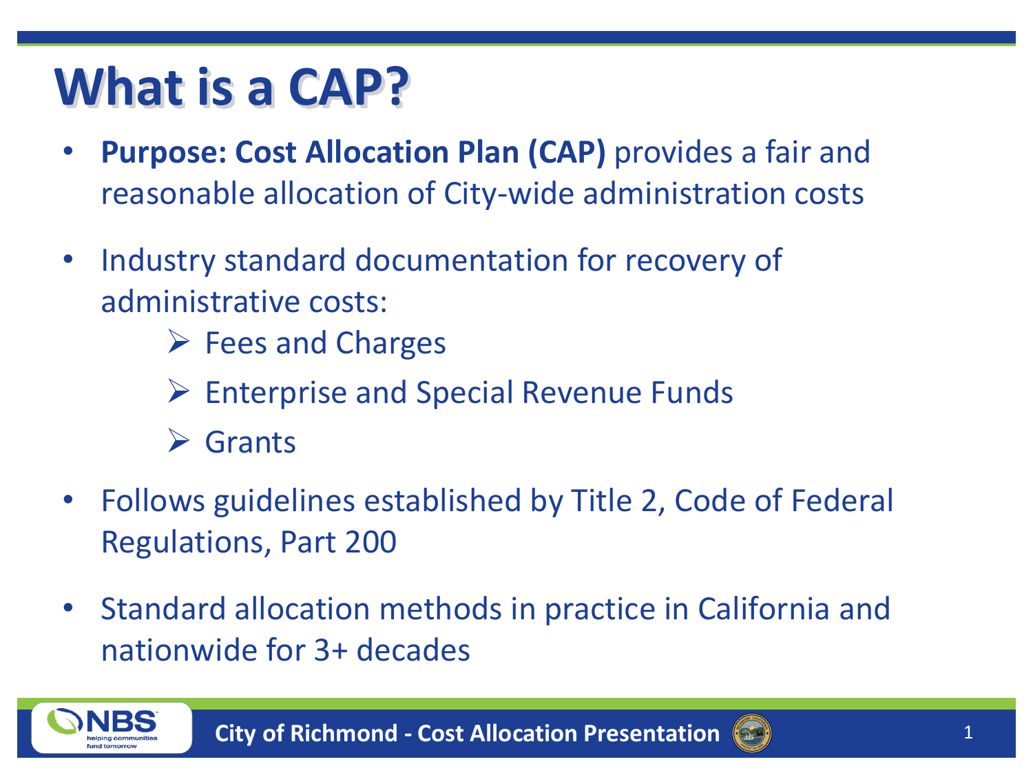# What is a CAP?

- **Purpose: Cost Allocation Plan (CAP)** provides a fair and reasonable allocation of City-wide administration costs
- Industry standard documentation for recovery of administrative costs:
  - Fees and Charges
  - Enterprise and Special Revenue Funds
  - Grants
- Follows guidelines established by Title 2, Code of Federal Regulations, Part 200
- Standard allocation methods in practice in California and nationwide for 3+ decades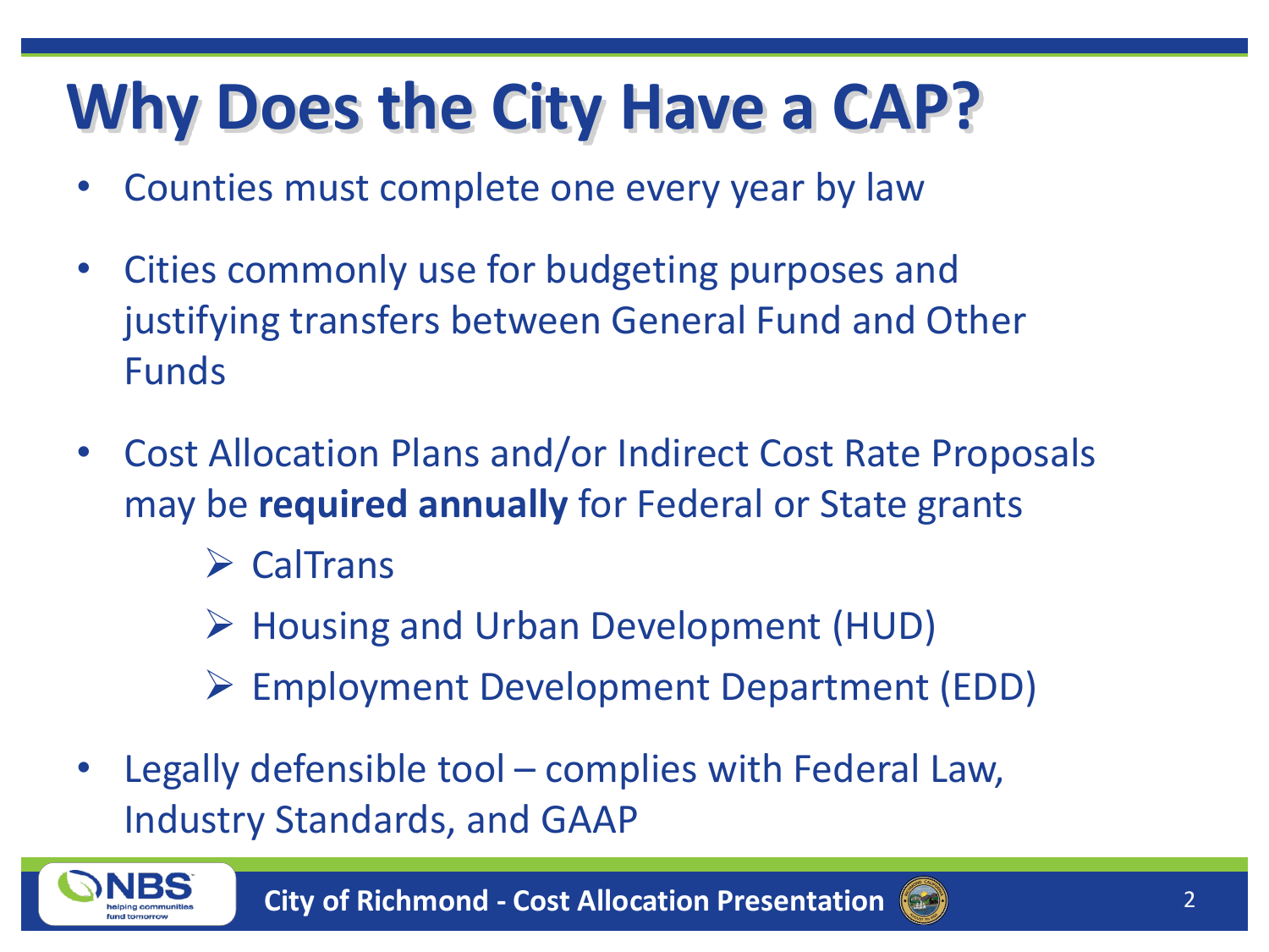# Why Does the City Have a CAP?

- Counties must complete one every year by law
- Cities commonly use for budgeting purposes and justifying transfers between General Fund and Other Funds
- Cost Allocation Plans and/or Indirect Cost Rate Proposals may be **required annually** for Federal or State grants
  - CalTrans
  - Housing and Urban Development (HUD)
  - Employment Development Department (EDD)
- Legally defensible tool – complies with Federal Law, Industry Standards, and GAAP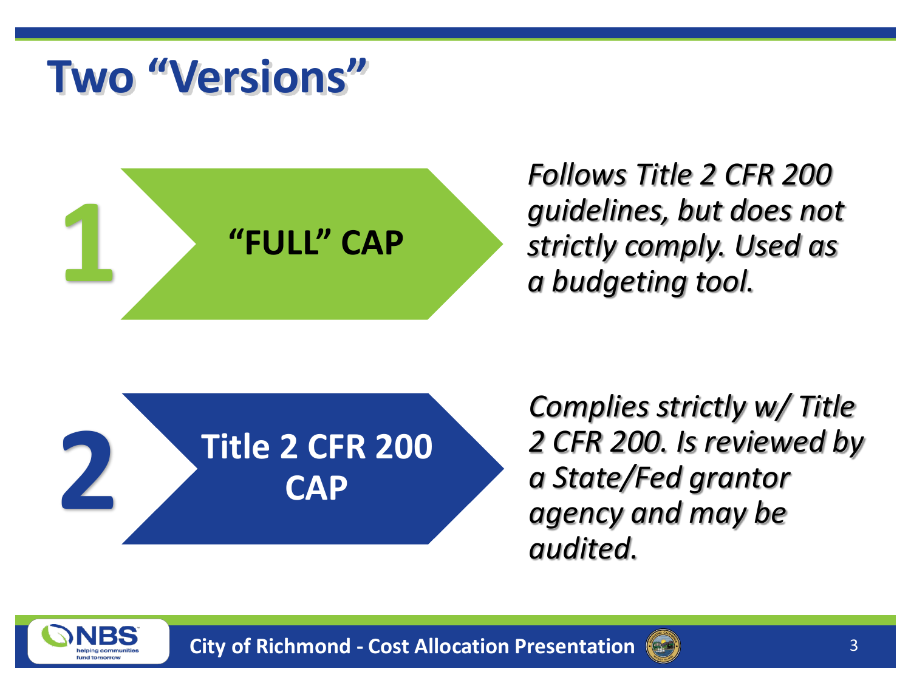# Two "Versions"

**1** **"FULL" CAP**

*Follows Title 2 CFR 200 guidelines, but does not strictly comply. Used as a budgeting tool.*

**2** **Title 2 CFR 200 CAP**

*Complies strictly w/ Title 2 CFR 200. Is reviewed by a State/Fed grantor agency and may be audited.*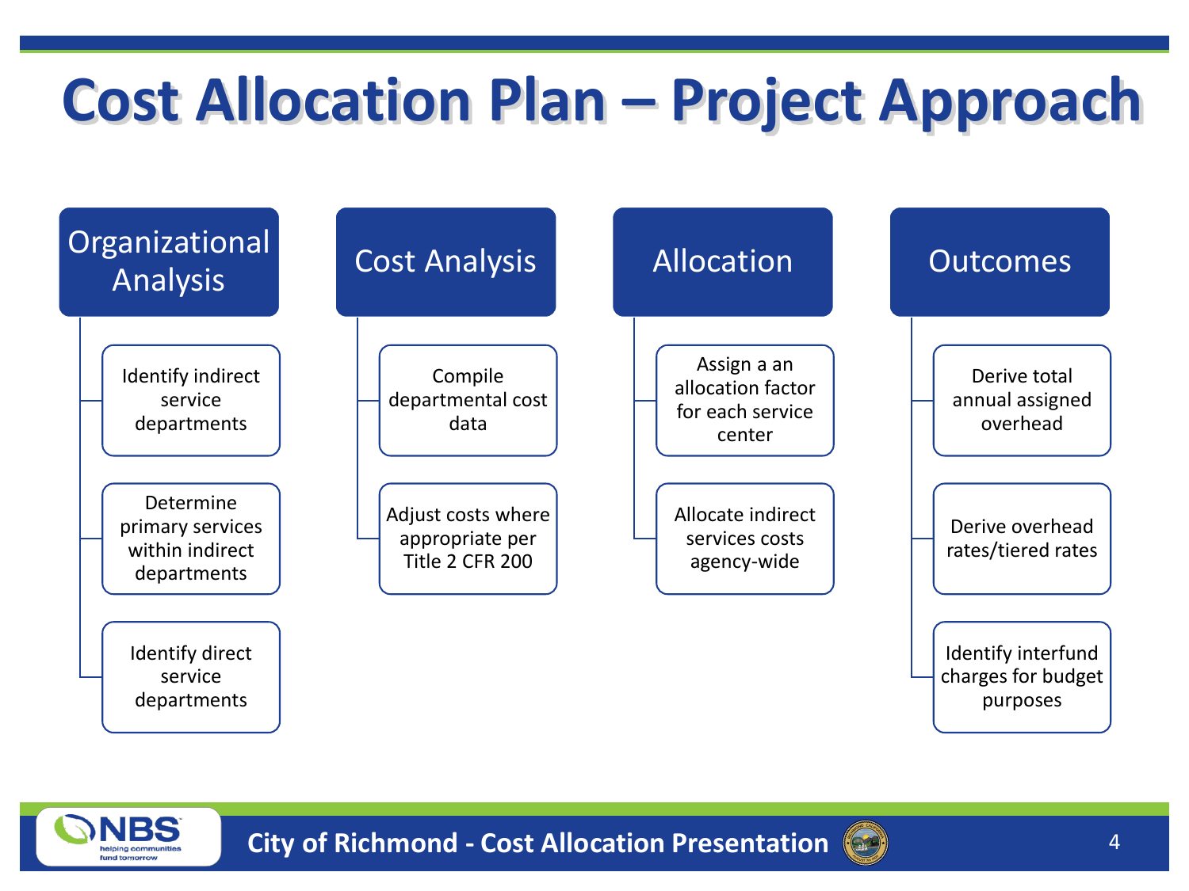# Cost Allocation Plan – Project Approach

## Organizational Analysis

- Identify indirect service departments
- Determine primary services within indirect departments
- Identify direct service departments

## Cost Analysis

- Compile departmental cost data
- Adjust costs where appropriate per Title 2 CFR 200

## Allocation

- Assign a an allocation factor for each service center
- Allocate indirect services costs agency-wide

## Outcomes

- Derive total annual assigned overhead
- Derive overhead rates/tiered rates
- Identify interfund charges for budget purposes

City of Richmond - Cost Allocation Presentation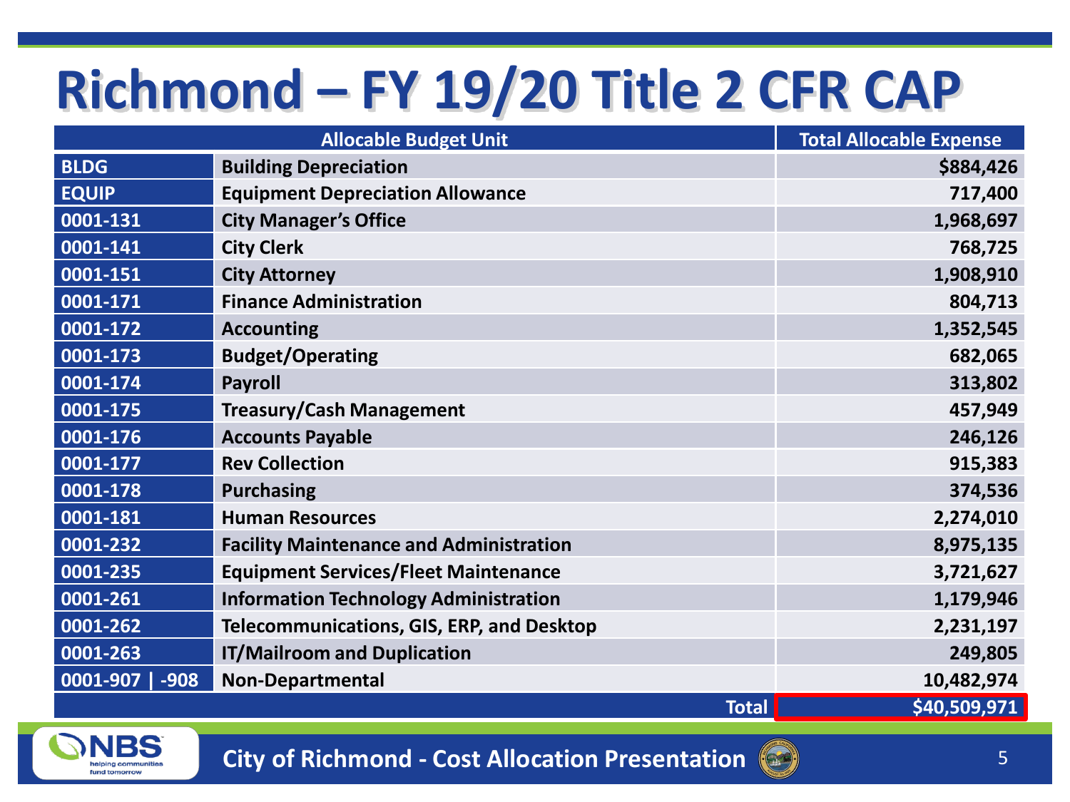# Richmond – FY 19/20 Title 2 CFR CAP

| Allocable Budget Unit | | Total Allocable Expense |
|---|---|---|
| BLDG | Building Depreciation | $884,426 |
| EQUIP | Equipment Depreciation Allowance | 717,400 |
| 0001-131 | City Manager's Office | 1,968,697 |
| 0001-141 | City Clerk | 768,725 |
| 0001-151 | City Attorney | 1,908,910 |
| 0001-171 | Finance Administration | 804,713 |
| 0001-172 | Accounting | 1,352,545 |
| 0001-173 | Budget/Operating | 682,065 |
| 0001-174 | Payroll | 313,802 |
| 0001-175 | Treasury/Cash Management | 457,949 |
| 0001-176 | Accounts Payable | 246,126 |
| 0001-177 | Rev Collection | 915,383 |
| 0001-178 | Purchasing | 374,536 |
| 0001-181 | Human Resources | 2,274,010 |
| 0001-232 | Facility Maintenance and Administration | 8,975,135 |
| 0001-235 | Equipment Services/Fleet Maintenance | 3,721,627 |
| 0001-261 | Information Technology Administration | 1,179,946 |
| 0001-262 | Telecommunications, GIS, ERP, and Desktop | 2,231,197 |
| 0001-263 | IT/Mailroom and Duplication | 249,805 |
| 0001-907 \| -908 | Non-Departmental | 10,482,974 |
| | Total | $40,509,971 |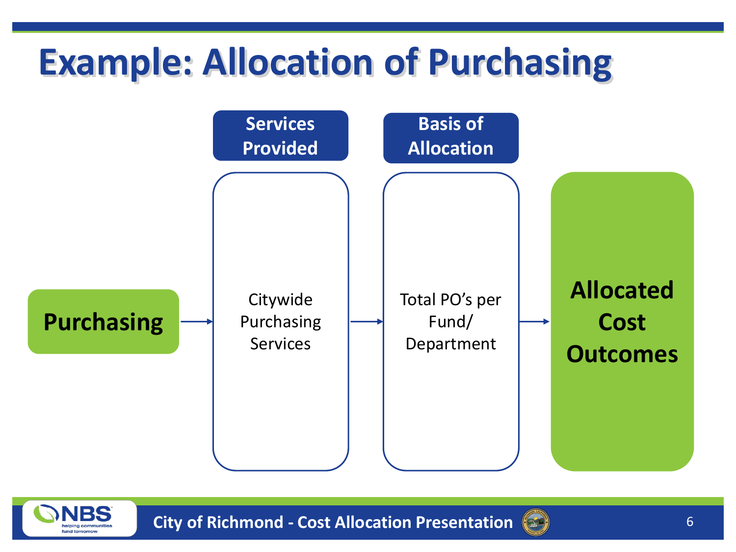# Example: Allocation of Purchasing

**Purchasing** → **Services Provided**: Citywide Purchasing Services → **Basis of Allocation**: Total PO's per Fund/ Department → **Allocated Cost Outcomes**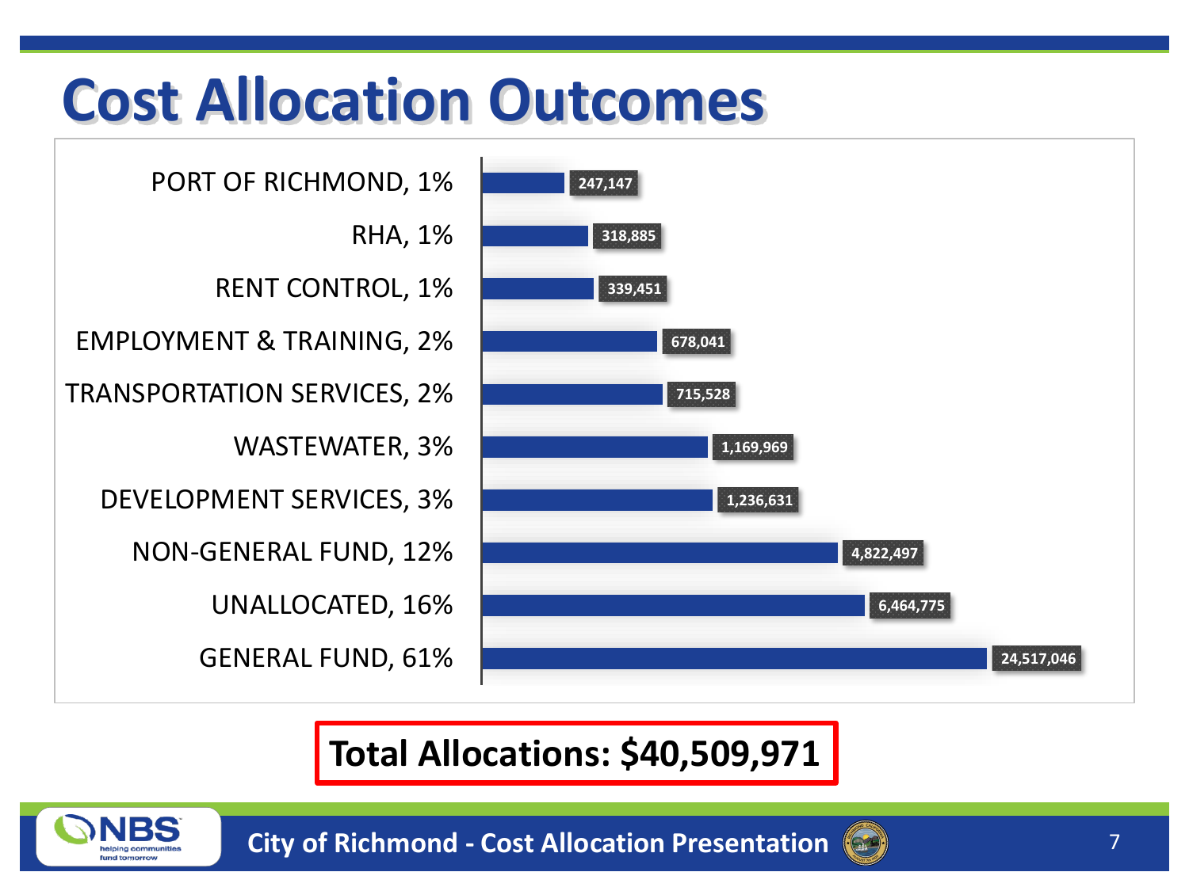# Cost Allocation Outcomes

| Category | Allocation |
| --- | --- |
| PORT OF RICHMOND, 1% | 247,147 |
| RHA, 1% | 318,885 |
| RENT CONTROL, 1% | 339,451 |
| EMPLOYMENT & TRAINING, 2% | 678,041 |
| TRANSPORTATION SERVICES, 2% | 715,528 |
| WASTEWATER, 3% | 1,169,969 |
| DEVELOPMENT SERVICES, 3% | 1,236,631 |
| NON-GENERAL FUND, 12% | 4,822,497 |
| UNALLOCATED, 16% | 6,464,775 |
| GENERAL FUND, 61% | 24,517,046 |

**Total Allocations: $40,509,971**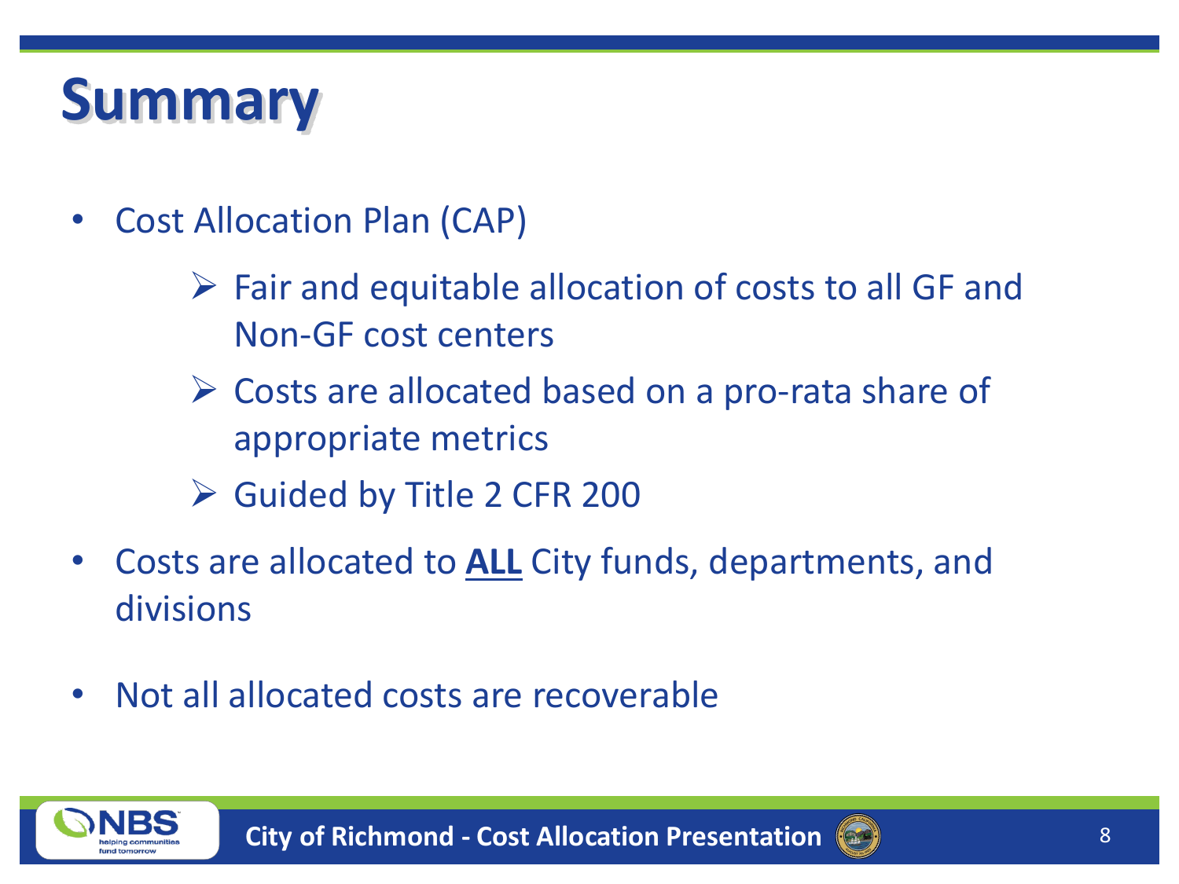# Summary

- Cost Allocation Plan (CAP)
  - Fair and equitable allocation of costs to all GF and Non-GF cost centers
  - Costs are allocated based on a pro-rata share of appropriate metrics
  - Guided by Title 2 CFR 200
- Costs are allocated to <u>**ALL**</u> City funds, departments, and divisions
- Not all allocated costs are recoverable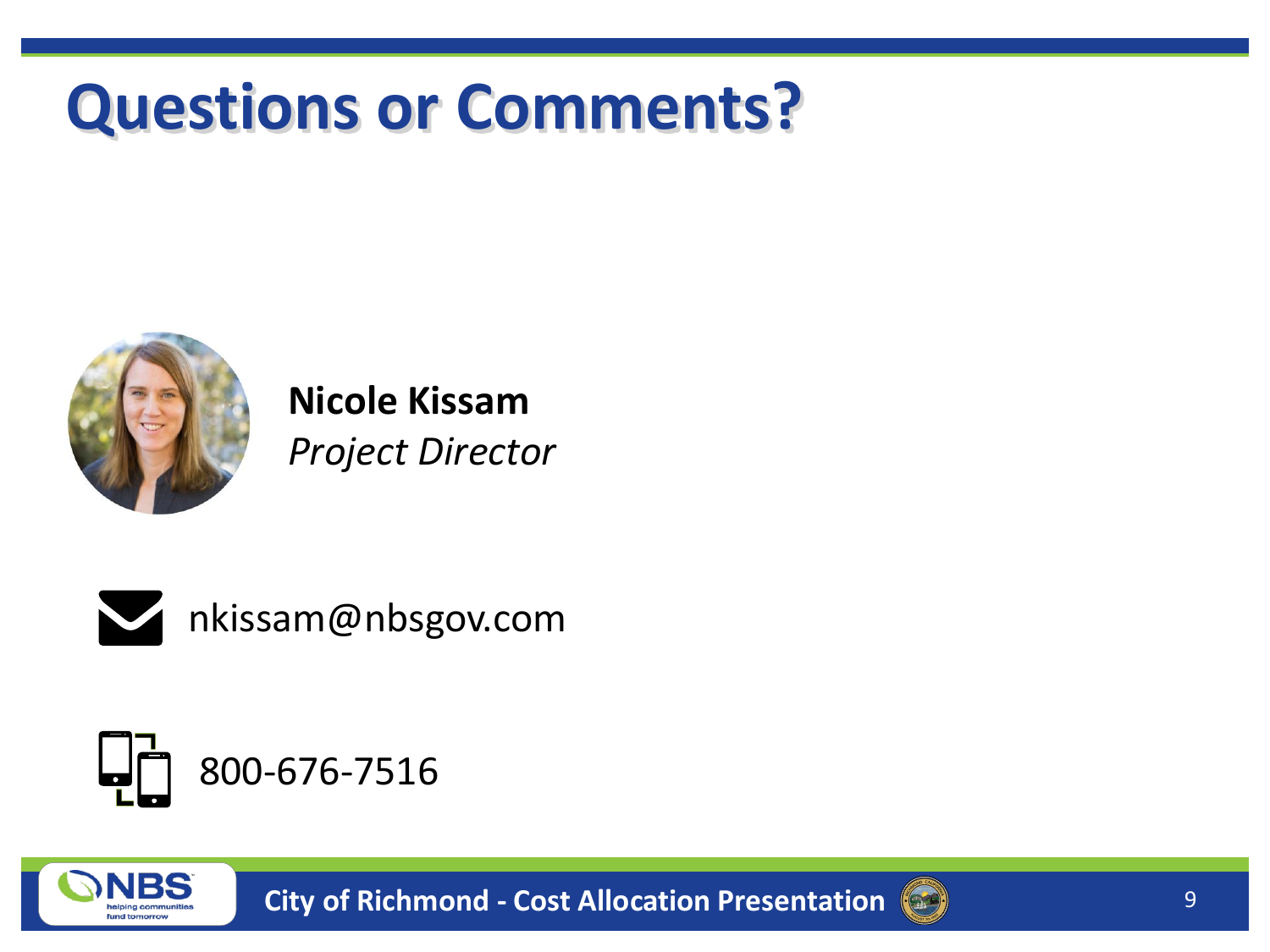# Questions or Comments?

**Nicole Kissam**
*Project Director*

nkissam@nbsgov.com

800-676-7516